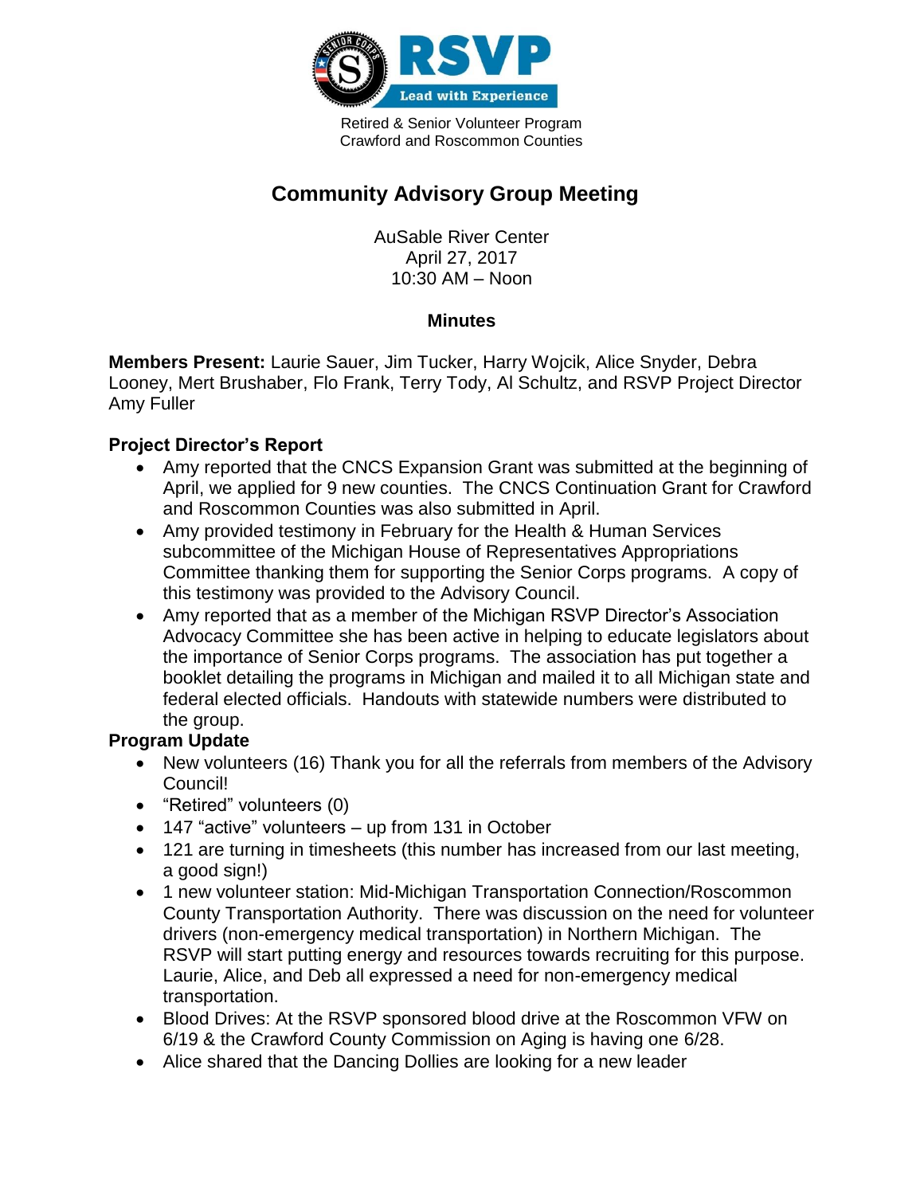RSVP

Lead with Experience

Retired & Senior Volunteer Program
Crawford and Roscommon Counties

# Community Advisory Group Meeting

AuSable River Center
April 27, 2017
10:30 AM – Noon

## Minutes

**Members Present:** Laurie Sauer, Jim Tucker, Harry Wojcik, Alice Snyder, Debra Looney, Mert Brushaber, Flo Frank, Terry Tody, Al Schultz, and RSVP Project Director Amy Fuller

### Project Director's Report

- Amy reported that the CNCS Expansion Grant was submitted at the beginning of April, we applied for 9 new counties. The CNCS Continuation Grant for Crawford and Roscommon Counties was also submitted in April.
- Amy provided testimony in February for the Health & Human Services subcommittee of the Michigan House of Representatives Appropriations Committee thanking them for supporting the Senior Corps programs. A copy of this testimony was provided to the Advisory Council.
- Amy reported that as a member of the Michigan RSVP Director's Association Advocacy Committee she has been active in helping to educate legislators about the importance of Senior Corps programs. The association has put together a booklet detailing the programs in Michigan and mailed it to all Michigan state and federal elected officials. Handouts with statewide numbers were distributed to the group.

### Program Update

- New volunteers (16) Thank you for all the referrals from members of the Advisory Council!
- "Retired" volunteers (0)
- 147 "active" volunteers – up from 131 in October
- 121 are turning in timesheets (this number has increased from our last meeting, a good sign!)
- 1 new volunteer station: Mid-Michigan Transportation Connection/Roscommon County Transportation Authority. There was discussion on the need for volunteer drivers (non-emergency medical transportation) in Northern Michigan. The RSVP will start putting energy and resources towards recruiting for this purpose. Laurie, Alice, and Deb all expressed a need for non-emergency medical transportation.
- Blood Drives: At the RSVP sponsored blood drive at the Roscommon VFW on 6/19 & the Crawford County Commission on Aging is having one 6/28.
- Alice shared that the Dancing Dollies are looking for a new leader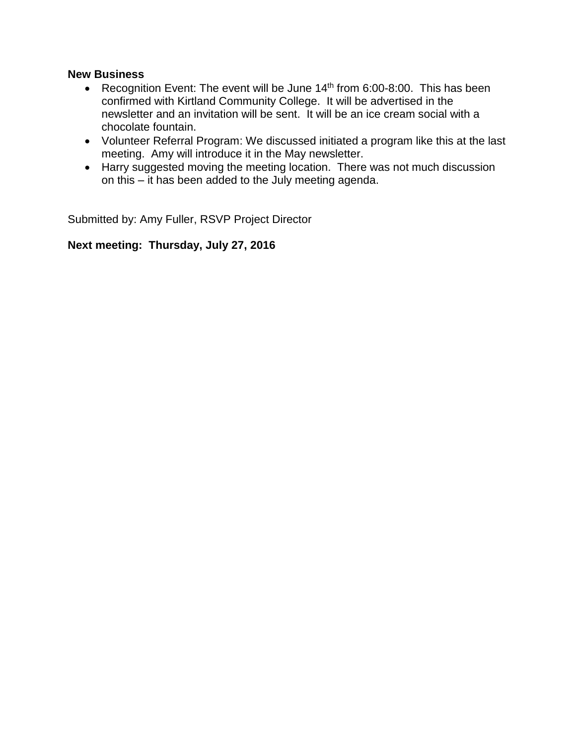**New Business**

- Recognition Event: The event will be June 14th from 6:00-8:00. This has been confirmed with Kirtland Community College. It will be advertised in the newsletter and an invitation will be sent. It will be an ice cream social with a chocolate fountain.
- Volunteer Referral Program: We discussed initiated a program like this at the last meeting. Amy will introduce it in the May newsletter.
- Harry suggested moving the meeting location. There was not much discussion on this – it has been added to the July meeting agenda.

Submitted by: Amy Fuller, RSVP Project Director

**Next meeting: Thursday, July 27, 2016**